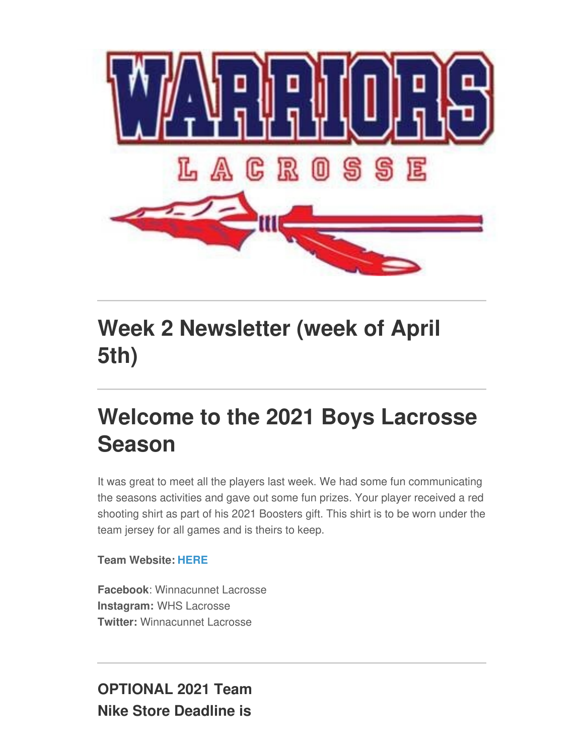## Week 2 Newsletter (week of April 5th)

## Welcome to the 2021 Boys Lacrosse Season

It was great to meet all the players last week. We had some fun communicating the seasons activities and gave out some fun prizes. Your player received a red shooting shirt as part of his 2021 Boosters gift. This shirt is to be worn under the team jersey for all games and is theirs to keep.

**Team Website:** **HERE**

**Facebook**: Winnacunnet Lacrosse
**Instagram:** WHS Lacrosse
**Twitter:** Winnacunnet Lacrosse

### OPTIONAL 2021 Team Nike Store Deadline is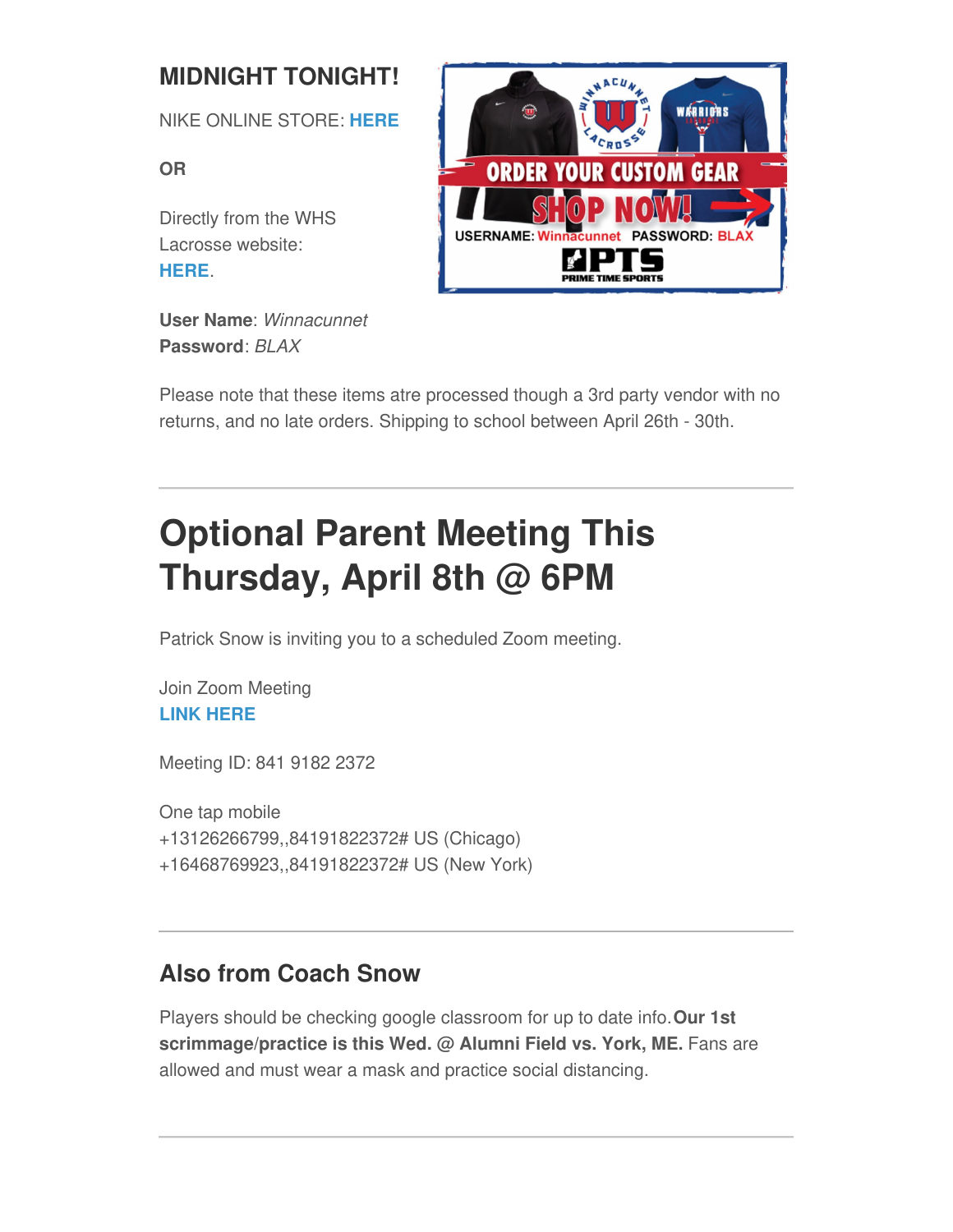**MIDNIGHT TONIGHT!**

NIKE ONLINE STORE: **HERE**

**OR**

Directly from the WHS Lacrosse website: **HERE**.

**User Name**: *Winnacunnet*
**Password**: *BLAX*

Please note that these items atre processed though a 3rd party vendor with no returns, and no late orders. Shipping to school between April 26th - 30th.

---

# Optional Parent Meeting This Thursday, April 8th @ 6PM

Patrick Snow is inviting you to a scheduled Zoom meeting.

Join Zoom Meeting
**LINK HERE**

Meeting ID: 841 9182 2372

One tap mobile
+13126266799,,84191822372# US (Chicago)
+16468769923,,84191822372# US (New York)

---

## Also from Coach Snow

Players should be checking google classroom for up to date info. **Our 1st scrimmage/practice is this Wed. @ Alumni Field vs. York, ME.** Fans are allowed and must wear a mask and practice social distancing.

---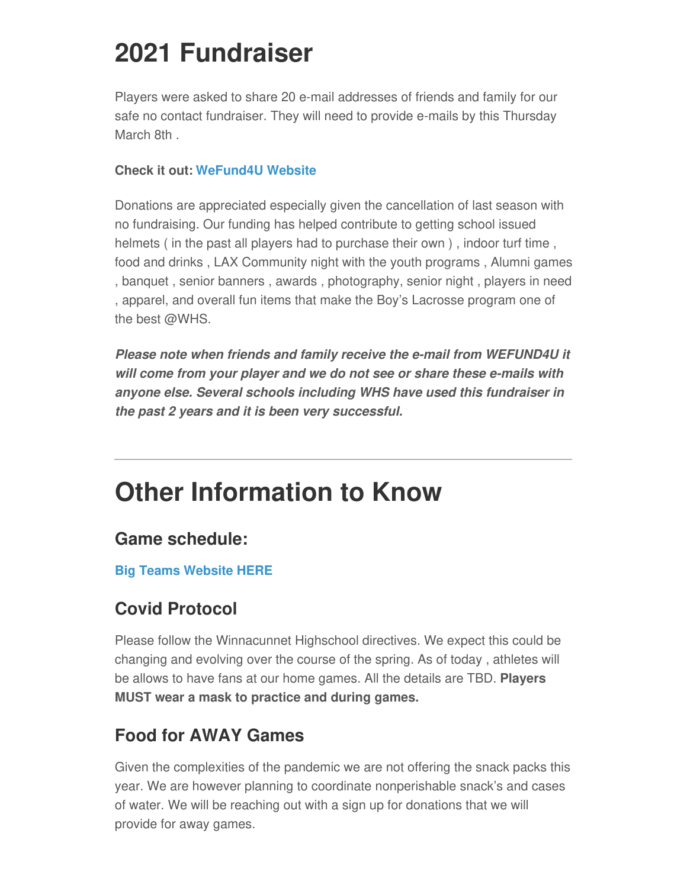# 2021 Fundraiser

Players were asked to share 20 e-mail addresses of friends and family for our safe no contact fundraiser. They will need to provide e-mails by this Thursday March 8th .

**Check it out: WeFund4U Website**

Donations are appreciated especially given the cancellation of last season with no fundraising. Our funding has helped contribute to getting school issued helmets ( in the past all players had to purchase their own ) , indoor turf time , food and drinks , LAX Community night with the youth programs , Alumni games , banquet , senior banners , awards , photography, senior night , players in need , apparel, and overall fun items that make the Boy's Lacrosse program one of the best @WHS.

***Please note when friends and family receive the e-mail from WEFUND4U it will come from your player and we do not see or share these e-mails with anyone else. Several schools including WHS have used this fundraiser in the past 2 years and it is been very successful.***

---

# Other Information to Know

## Game schedule:

**Big Teams Website HERE**

## Covid Protocol

Please follow the Winnacunnet Highschool directives. We expect this could be changing and evolving over the course of the spring. As of today , athletes will be allows to have fans at our home games. All the details are TBD. **Players MUST wear a mask to practice and during games.**

## Food for AWAY Games

Given the complexities of the pandemic we are not offering the snack packs this year. We are however planning to coordinate nonperishable snack's and cases of water. We will be reaching out with a sign up for donations that we will provide for away games.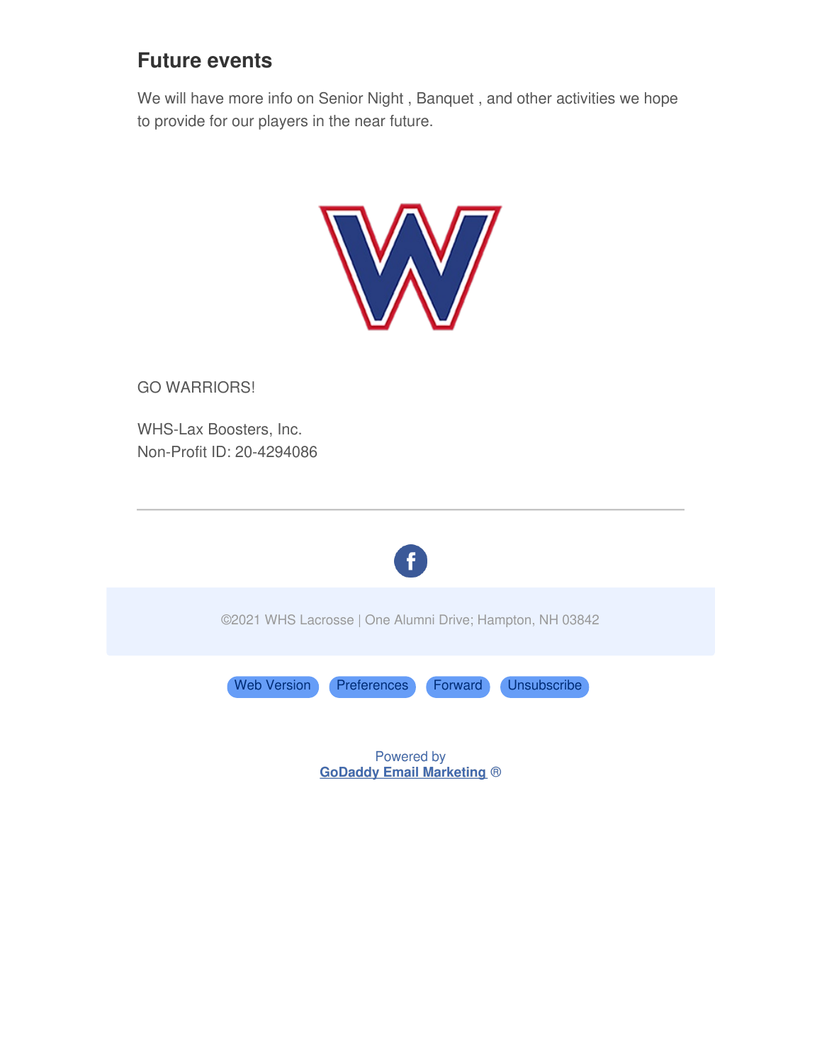## Future events

We will have more info on Senior Night , Banquet , and other activities we hope to provide for our players in the near future.

GO WARRIORS!

WHS-Lax Boosters, Inc.
Non-Profit ID: 20-4294086

---

©2021 WHS Lacrosse | One Alumni Drive; Hampton, NH 03842

Web Version Preferences Forward Unsubscribe

Powered by
**GoDaddy Email Marketing** ®